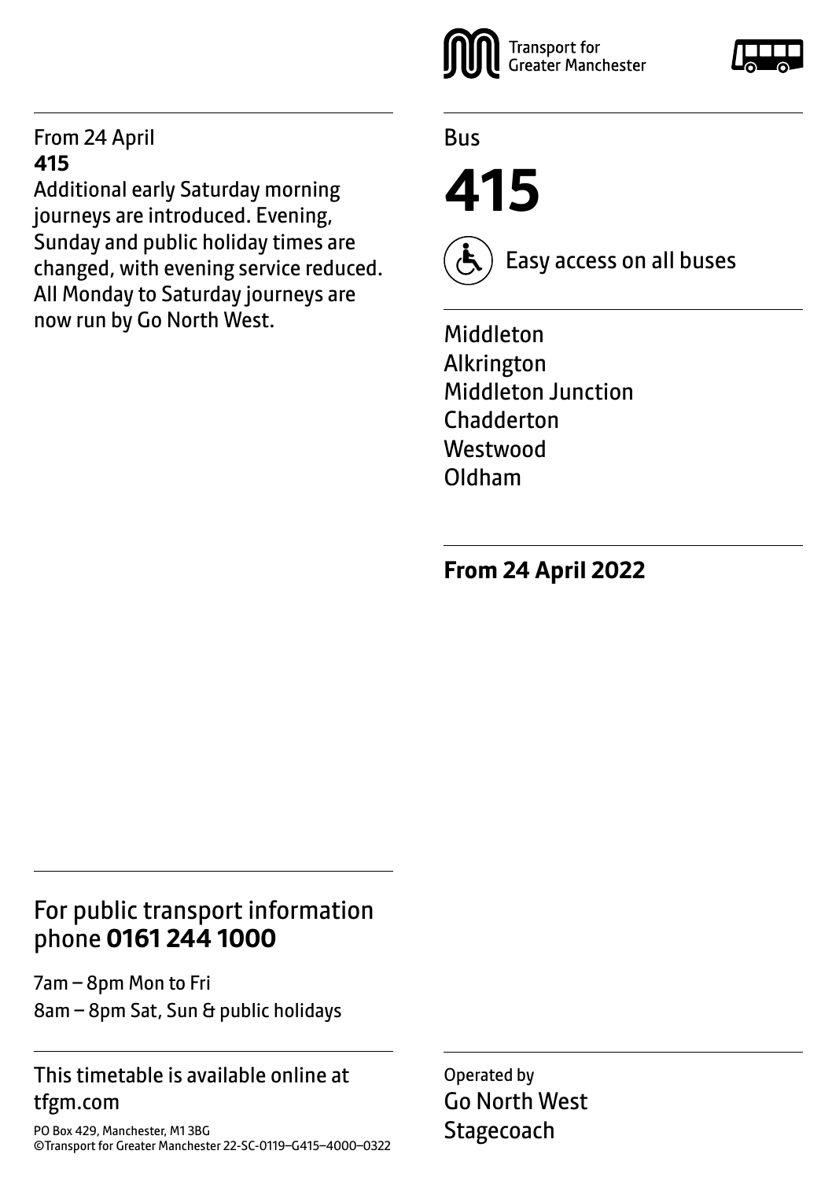Transport for Greater Manchester

Bus

# 415

Easy access on all buses

Middleton
Alkrington
Middleton Junction
Chadderton
Westwood
Oldham

**From 24 April 2022**

From 24 April
**415**
Additional early Saturday morning journeys are introduced. Evening, Sunday and public holiday times are changed, with evening service reduced. All Monday to Saturday journeys are now run by Go North West.

For public transport information phone **0161 244 1000**

7am – 8pm Mon to Fri
8am – 8pm Sat, Sun & public holidays

This timetable is available online at tfgm.com

PO Box 429, Manchester, M1 3BG
©Transport for Greater Manchester 22-SC-0119–G415–4000–0322

Operated by
Go North West
Stagecoach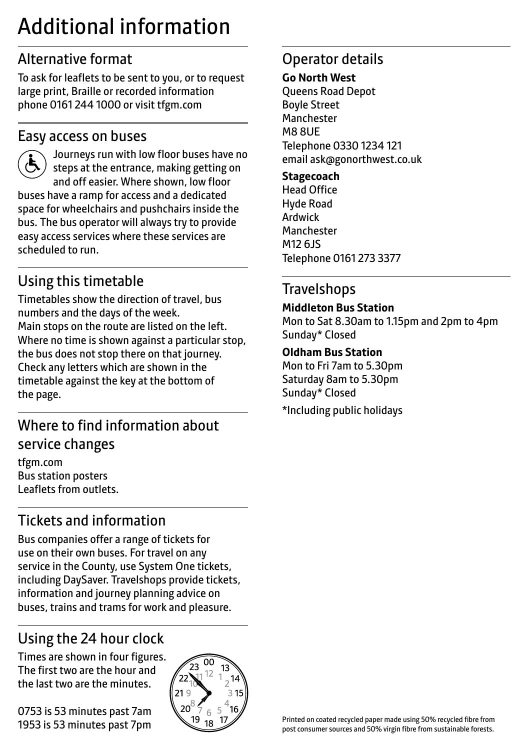# Additional information

## Alternative format

To ask for leaflets to be sent to you, or to request large print, Braille or recorded information phone 0161 244 1000 or visit tfgm.com

## Easy access on buses

Journeys run with low floor buses have no steps at the entrance, making getting on and off easier. Where shown, low floor buses have a ramp for access and a dedicated space for wheelchairs and pushchairs inside the bus. The bus operator will always try to provide easy access services where these services are scheduled to run.

## Using this timetable

Timetables show the direction of travel, bus numbers and the days of the week.
Main stops on the route are listed on the left. Where no time is shown against a particular stop, the bus does not stop there on that journey. Check any letters which are shown in the timetable against the key at the bottom of the page.

## Where to find information about service changes

tfgm.com
Bus station posters
Leaflets from outlets.

## Tickets and information

Bus companies offer a range of tickets for use on their own buses. For travel on any service in the County, use System One tickets, including DaySaver. Travelshops provide tickets, information and journey planning advice on buses, trains and trams for work and pleasure.

## Using the 24 hour clock

Times are shown in four figures. The first two are the hour and the last two are the minutes.

0753 is 53 minutes past 7am
1953 is 53 minutes past 7pm

## Operator details

**Go North West**
Queens Road Depot
Boyle Street
Manchester
M8 8UE
Telephone 0330 1234 121
email ask@gonorthwest.co.uk

**Stagecoach**
Head Office
Hyde Road
Ardwick
Manchester
M12 6JS
Telephone 0161 273 3377

## Travelshops

**Middleton Bus Station**
Mon to Sat 8.30am to 1.15pm and 2pm to 4pm
Sunday* Closed

**Oldham Bus Station**
Mon to Fri 7am to 5.30pm
Saturday 8am to 5.30pm
Sunday* Closed

*Including public holidays

Printed on coated recycled paper made using 50% recycled fibre from post consumer sources and 50% virgin fibre from sustainable forests.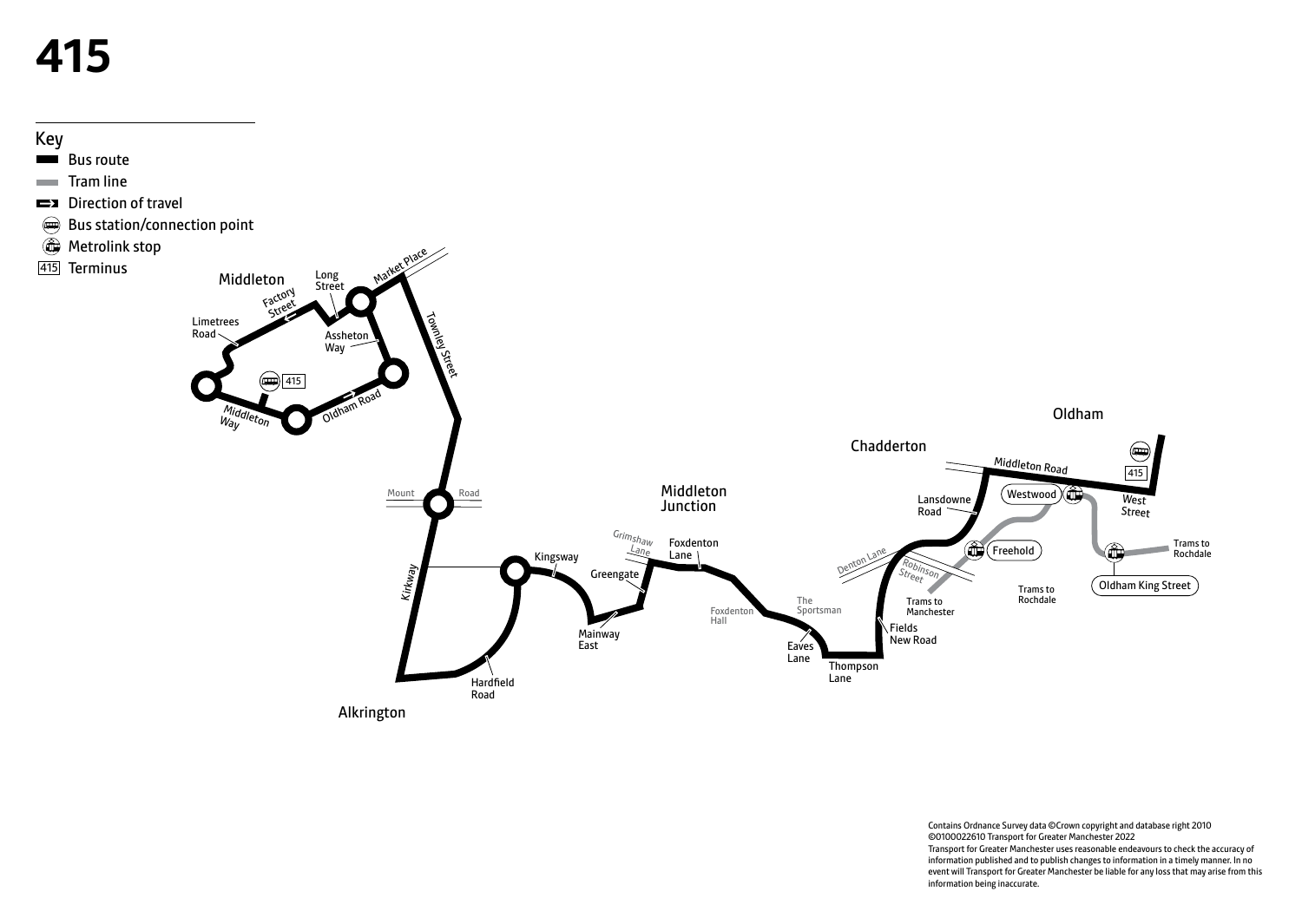# 415

## Key

- Bus route
- Tram line
- Direction of travel
- Bus station/connection point
- Metrolink stop
- 415 Terminus

Middleton

Long Street

Market Place

Factory Street

Limetrees Road

Assheton Way

Townley Street

415

Middleton Way

Oldham Road

Mount Road

Kirkway

Kingsway

Greengate

Mainway East

Hardfield Road

Alkrington

Middleton Junction

Grimshaw Lane

Foxdenton Lane

Foxdenton Hall

The Sportsman

Eaves Lane

Thompson Lane

Chadderton

Lansdowne Road

Denton Lane

Robinson Street

Freehold

Trams to Manchester

Fields New Road

Westwood

Middleton Road

Oldham

415

West Street

Trams to Rochdale

Oldham King Street

Trams to Rochdale

Contains Ordnance Survey data ©Crown copyright and database right 2010
©0100022610 Transport for Greater Manchester 2022
Transport for Greater Manchester uses reasonable endeavours to check the accuracy of information published and to publish changes to information in a timely manner. In no event will Transport for Greater Manchester be liable for any loss that may arise from this information being inaccurate.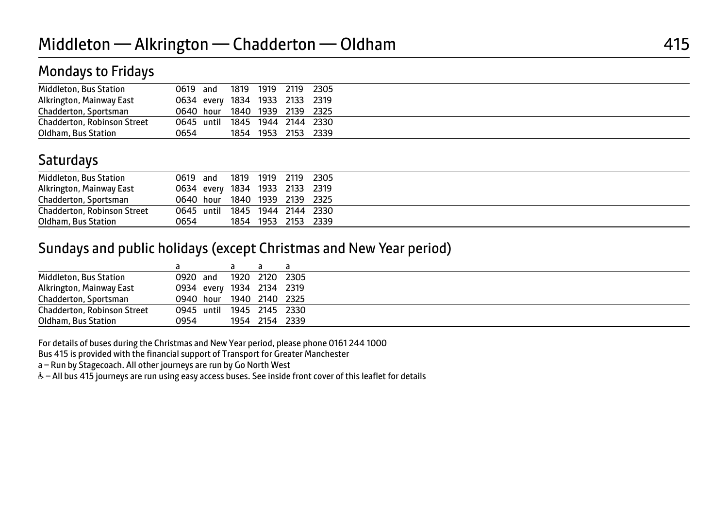# Middleton — Alkrington — Chadderton — Oldham

415

## Mondays to Fridays

| | | | | | | |
|---|---|---|---|---|---|---|
| Middleton, Bus Station | 0619 | and | 1819 | 1919 | 2119 | 2305 |
| Alkrington, Mainway East | 0634 | every | 1834 | 1933 | 2133 | 2319 |
| Chadderton, Sportsman | 0640 | hour | 1840 | 1939 | 2139 | 2325 |
| Chadderton, Robinson Street | 0645 | until | 1845 | 1944 | 2144 | 2330 |
| Oldham, Bus Station | 0654 | | 1854 | 1953 | 2153 | 2339 |

## Saturdays

| | | | | | | |
|---|---|---|---|---|---|---|
| Middleton, Bus Station | 0619 | and | 1819 | 1919 | 2119 | 2305 |
| Alkrington, Mainway East | 0634 | every | 1834 | 1933 | 2133 | 2319 |
| Chadderton, Sportsman | 0640 | hour | 1840 | 1939 | 2139 | 2325 |
| Chadderton, Robinson Street | 0645 | until | 1845 | 1944 | 2144 | 2330 |
| Oldham, Bus Station | 0654 | | 1854 | 1953 | 2153 | 2339 |

## Sundays and public holidays (except Christmas and New Year period)

| | a | | a | a | a |
|---|---|---|---|---|---|
| Middleton, Bus Station | 0920 | and | 1920 | 2120 | 2305 |
| Alkrington, Mainway East | 0934 | every | 1934 | 2134 | 2319 |
| Chadderton, Sportsman | 0940 | hour | 1940 | 2140 | 2325 |
| Chadderton, Robinson Street | 0945 | until | 1945 | 2145 | 2330 |
| Oldham, Bus Station | 0954 | | 1954 | 2154 | 2339 |

For details of buses during the Christmas and New Year period, please phone 0161 244 1000

Bus 415 is provided with the financial support of Transport for Greater Manchester

a – Run by Stagecoach. All other journeys are run by Go North West

♿ – All bus 415 journeys are run using easy access buses. See inside front cover of this leaflet for details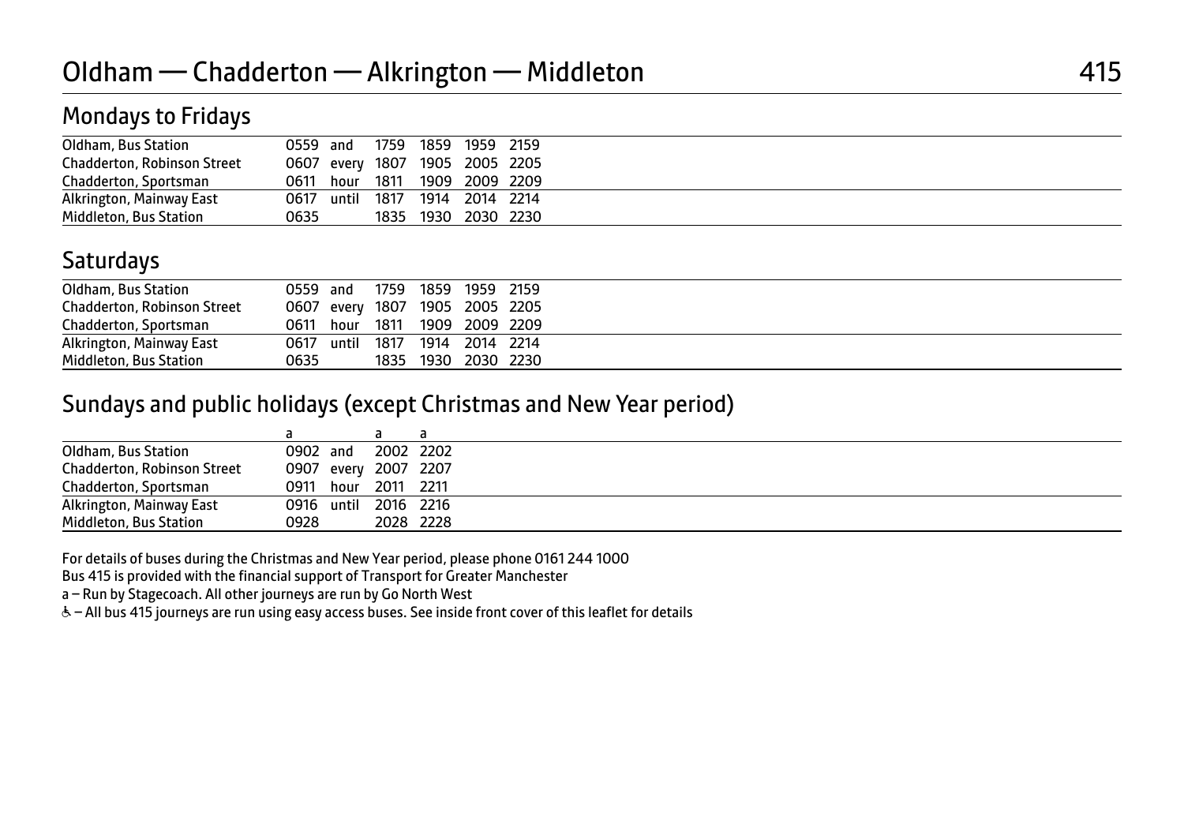# Oldham — Chadderton — Alkrington — Middleton

415

## Mondays to Fridays

| | | | | | | |
|---|---|---|---|---|---|---|
| Oldham, Bus Station | 0559 | and | 1759 | 1859 | 1959 | 2159 |
| Chadderton, Robinson Street | 0607 | every | 1807 | 1905 | 2005 | 2205 |
| Chadderton, Sportsman | 0611 | hour | 1811 | 1909 | 2009 | 2209 |
| Alkrington, Mainway East | 0617 | until | 1817 | 1914 | 2014 | 2214 |
| Middleton, Bus Station | 0635 | | 1835 | 1930 | 2030 | 2230 |

## Saturdays

| | | | | | | |
|---|---|---|---|---|---|---|
| Oldham, Bus Station | 0559 | and | 1759 | 1859 | 1959 | 2159 |
| Chadderton, Robinson Street | 0607 | every | 1807 | 1905 | 2005 | 2205 |
| Chadderton, Sportsman | 0611 | hour | 1811 | 1909 | 2009 | 2209 |
| Alkrington, Mainway East | 0617 | until | 1817 | 1914 | 2014 | 2214 |
| Middleton, Bus Station | 0635 | | 1835 | 1930 | 2030 | 2230 |

## Sundays and public holidays (except Christmas and New Year period)

| | a | | a | a |
|---|---|---|---|---|
| Oldham, Bus Station | 0902 | and | 2002 | 2202 |
| Chadderton, Robinson Street | 0907 | every | 2007 | 2207 |
| Chadderton, Sportsman | 0911 | hour | 2011 | 2211 |
| Alkrington, Mainway East | 0916 | until | 2016 | 2216 |
| Middleton, Bus Station | 0928 | | 2028 | 2228 |

For details of buses during the Christmas and New Year period, please phone 0161 244 1000

Bus 415 is provided with the financial support of Transport for Greater Manchester

a – Run by Stagecoach. All other journeys are run by Go North West

♿ – All bus 415 journeys are run using easy access buses. See inside front cover of this leaflet for details